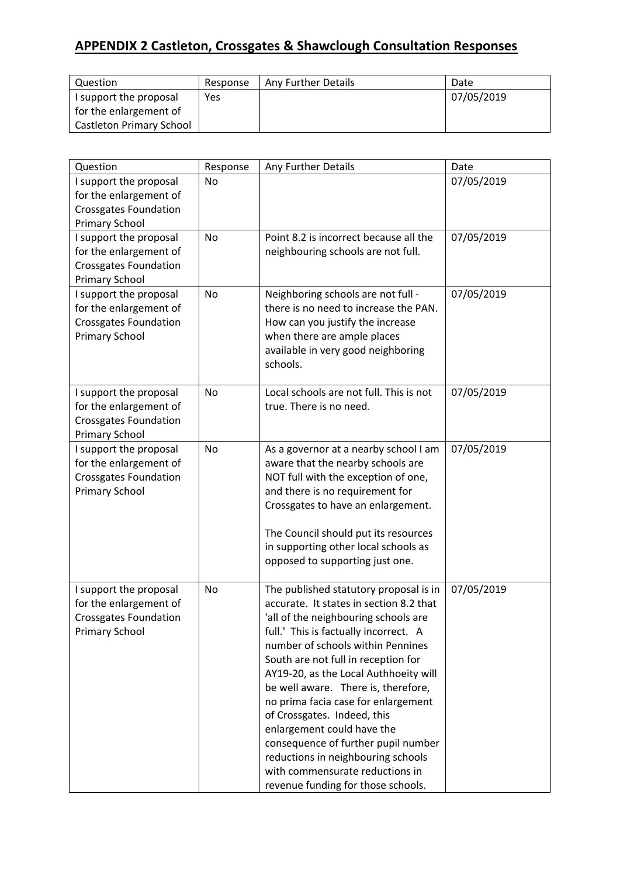## APPENDIX 2 Castleton, Crossgates & Shawclough Consultation Responses

| Question | Response | Any Further Details | Date |
|---|---|---|---|
| I support the proposal for the enlargement of Castleton Primary School | Yes | | 07/05/2019 |

| Question | Response | Any Further Details | Date |
|---|---|---|---|
| I support the proposal for the enlargement of Crossgates Foundation Primary School | No | | 07/05/2019 |
| I support the proposal for the enlargement of Crossgates Foundation Primary School | No | Point 8.2 is incorrect because all the neighbouring schools are not full. | 07/05/2019 |
| I support the proposal for the enlargement of Crossgates Foundation Primary School | No | Neighboring schools are not full - there is no need to increase the PAN. How can you justify the increase when there are ample places available in very good neighboring schools. | 07/05/2019 |
| I support the proposal for the enlargement of Crossgates Foundation Primary School | No | Local schools are not full. This is not true. There is no need. | 07/05/2019 |
| I support the proposal for the enlargement of Crossgates Foundation Primary School | No | As a governor at a nearby school I am aware that the nearby schools are NOT full with the exception of one, and there is no requirement for Crossgates to have an enlargement.<br><br>The Council should put its resources in supporting other local schools as opposed to supporting just one. | 07/05/2019 |
| I support the proposal for the enlargement of Crossgates Foundation Primary School | No | The published statutory proposal is in accurate. It states in section 8.2 that 'all of the neighbouring schools are full.' This is factually incorrect. A number of schools within Pennines South are not full in reception for AY19-20, as the Local Authhoeity will be well aware. There is, therefore, no prima facia case for enlargement of Crossgates. Indeed, this enlargement could have the consequence of further pupil number reductions in neighbouring schools with commensurate reductions in revenue funding for those schools. | 07/05/2019 |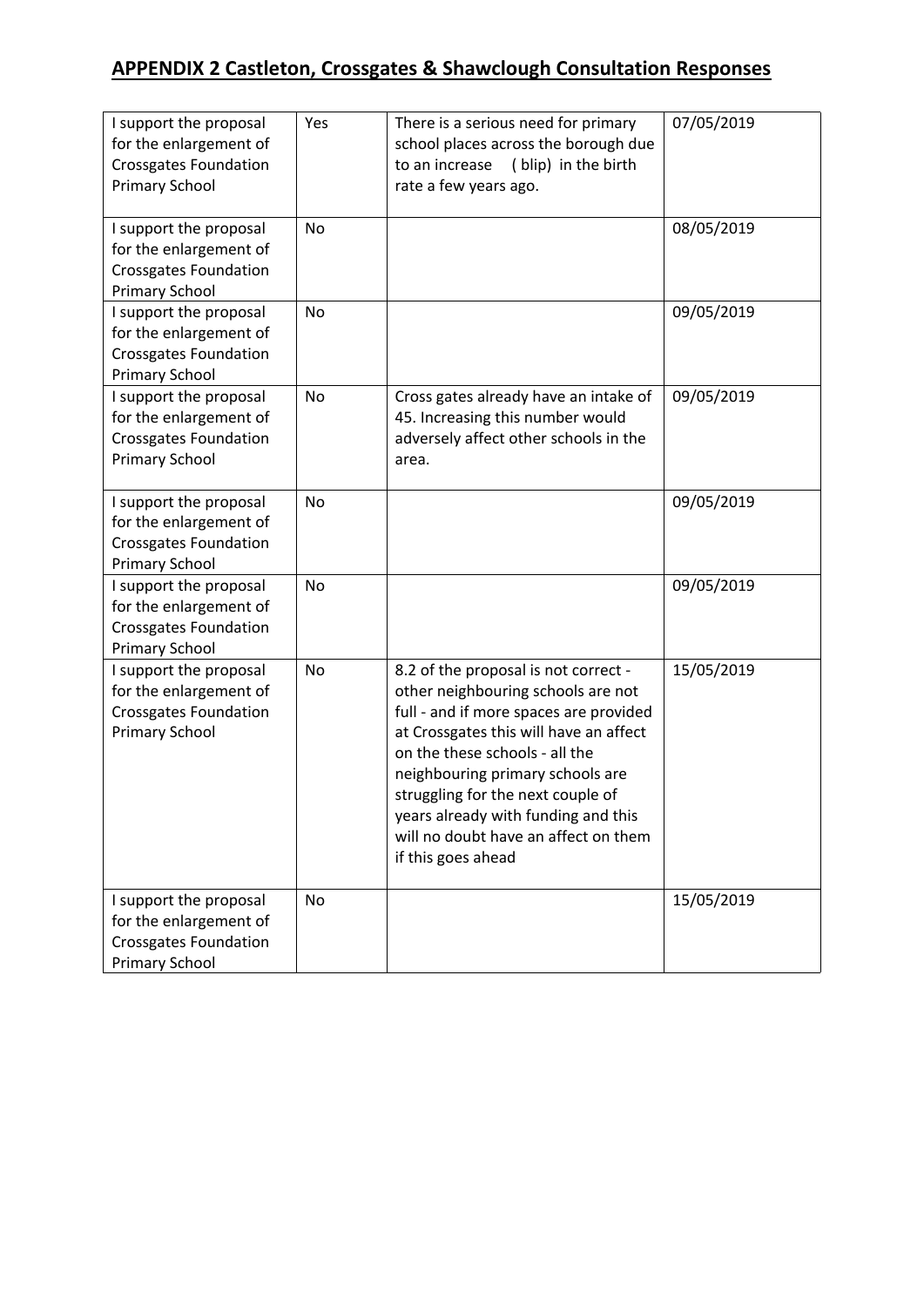## APPENDIX 2 Castleton, Crossgates & Shawclough Consultation Responses

| | | | |
|---|---|---|---|
| I support the proposal for the enlargement of Crossgates Foundation Primary School | Yes | There is a serious need for primary school places across the borough due to an increase ( blip) in the birth rate a few years ago. | 07/05/2019 |
| I support the proposal for the enlargement of Crossgates Foundation Primary School | No | | 08/05/2019 |
| I support the proposal for the enlargement of Crossgates Foundation Primary School | No | | 09/05/2019 |
| I support the proposal for the enlargement of Crossgates Foundation Primary School | No | Cross gates already have an intake of 45. Increasing this number would adversely affect other schools in the area. | 09/05/2019 |
| I support the proposal for the enlargement of Crossgates Foundation Primary School | No | | 09/05/2019 |
| I support the proposal for the enlargement of Crossgates Foundation Primary School | No | | 09/05/2019 |
| I support the proposal for the enlargement of Crossgates Foundation Primary School | No | 8.2 of the proposal is not correct - other neighbouring schools are not full - and if more spaces are provided at Crossgates this will have an affect on the these schools - all the neighbouring primary schools are struggling for the next couple of years already with funding and this will no doubt have an affect on them if this goes ahead | 15/05/2019 |
| I support the proposal for the enlargement of Crossgates Foundation Primary School | No | | 15/05/2019 |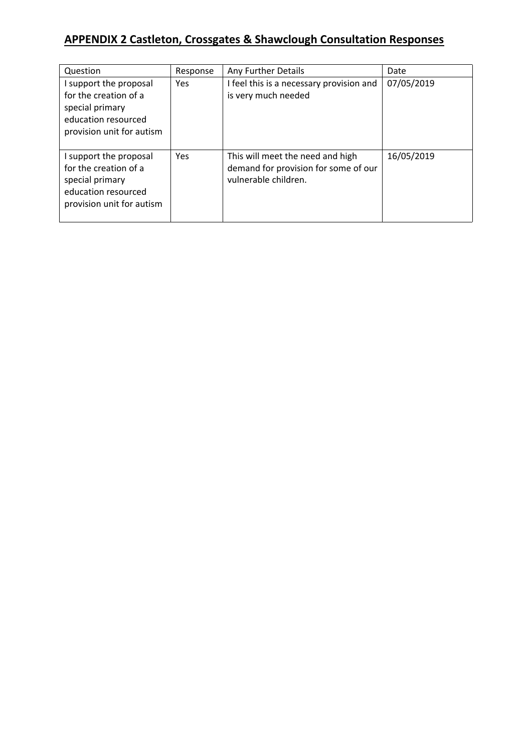## **APPENDIX 2 Castleton, Crossgates & Shawclough Consultation Responses**

| Question | Response | Any Further Details | Date |
|---|---|---|---|
| I support the proposal for the creation of a special primary education resourced provision unit for autism | Yes | I feel this is a necessary provision and is very much needed | 07/05/2019 |
| I support the proposal for the creation of a special primary education resourced provision unit for autism | Yes | This will meet the need and high demand for provision for some of our vulnerable children. | 16/05/2019 |